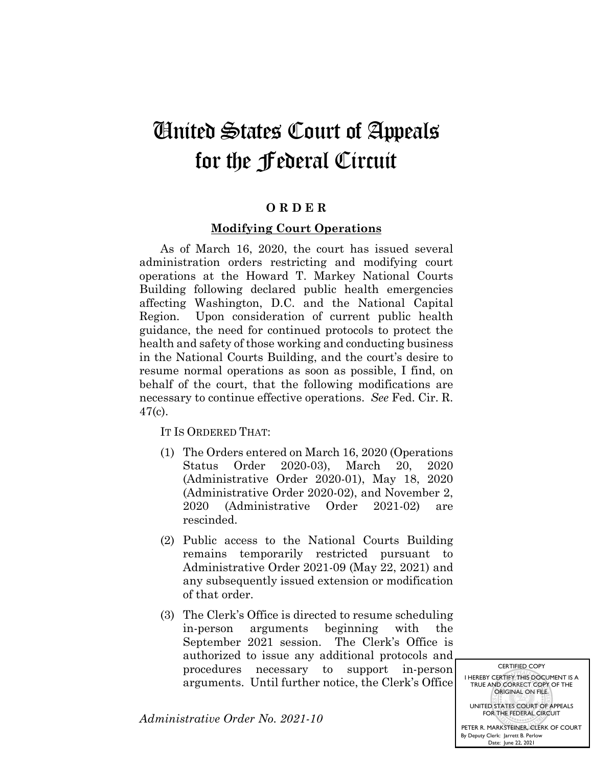# United States Court of Appeals for the Federal Circuit

**O R D E R**

**Modifying Court Operations**

As of March 16, 2020, the court has issued several administration orders restricting and modifying court operations at the Howard T. Markey National Courts Building following declared public health emergencies affecting Washington, D.C. and the National Capital Region. Upon consideration of current public health guidance, the need for continued protocols to protect the health and safety of those working and conducting business in the National Courts Building, and the court's desire to resume normal operations as soon as possible, I find, on behalf of the court, that the following modifications are necessary to continue effective operations. *See* Fed. Cir. R. 47(c).

IT IS ORDERED THAT:

(1) The Orders entered on March 16, 2020 (Operations Status Order 2020-03), March 20, 2020 (Administrative Order 2020-01), May 18, 2020 (Administrative Order 2020-02), and November 2, 2020 (Administrative Order 2021-02) are rescinded.

(2) Public access to the National Courts Building remains temporarily restricted pursuant to Administrative Order 2021-09 (May 22, 2021) and any subsequently issued extension or modification of that order.

(3) The Clerk's Office is directed to resume scheduling in-person arguments beginning with the September 2021 session. The Clerk's Office is authorized to issue any additional protocols and procedures necessary to support in-person arguments. Until further notice, the Clerk's Office

*Administrative Order No. 2021-10*

CERTIFIED COPY
I HEREBY CERTIFY THIS DOCUMENT IS A TRUE AND CORRECT COPY OF THE ORIGINAL ON FILE.
UNITED STATES COURT OF APPEALS FOR THE FEDERAL CIRCUIT
PETER R. MARKSTEINER, CLERK OF COURT
By Deputy Clerk: Jarrett B. Perlow
Date: June 22, 2021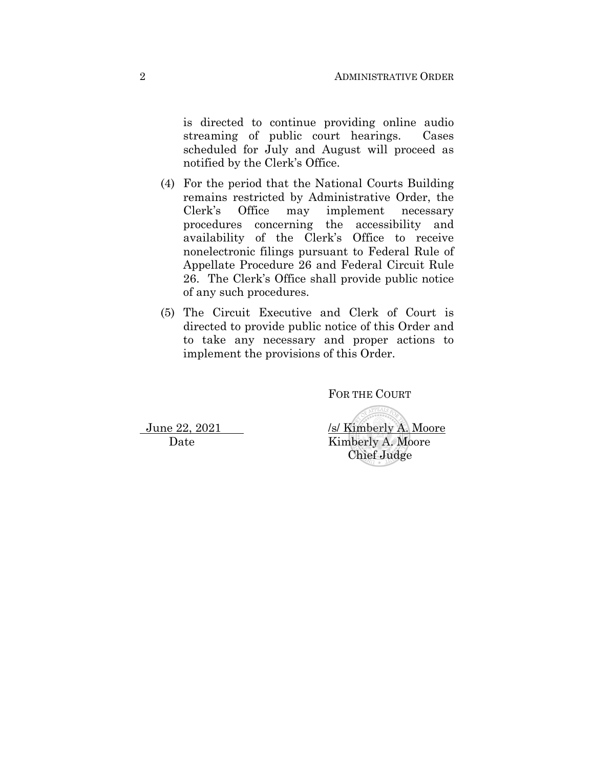is directed to continue providing online audio streaming of public court hearings. Cases scheduled for July and August will proceed as notified by the Clerk's Office.

(4) For the period that the National Courts Building remains restricted by Administrative Order, the Clerk's Office may implement necessary procedures concerning the accessibility and availability of the Clerk's Office to receive nonelectronic filings pursuant to Federal Rule of Appellate Procedure 26 and Federal Circuit Rule 26. The Clerk's Office shall provide public notice of any such procedures.

(5) The Circuit Executive and Clerk of Court is directed to provide public notice of this Order and to take any necessary and proper actions to implement the provisions of this Order.

FOR THE COURT

June 22, 2021
Date

/s/ Kimberly A. Moore
Kimberly A. Moore
Chief Judge